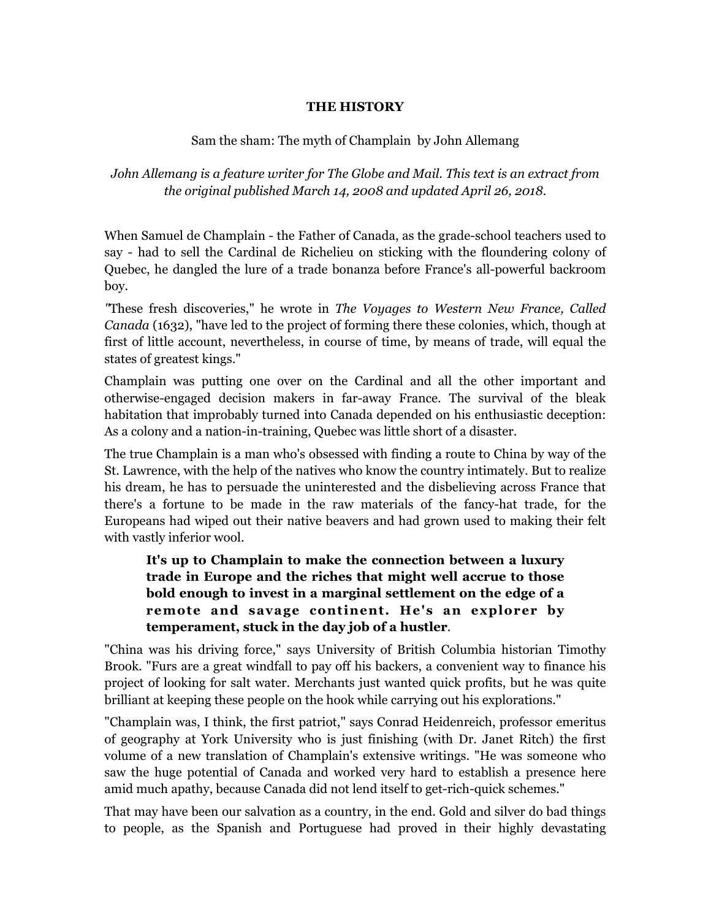## THE HISTORY

Sam the sham: The myth of Champlain by John Allemang

*John Allemang is a feature writer for The Globe and Mail. This text is an extract from the original published March 14, 2008 and updated April 26, 2018.*

When Samuel de Champlain - the Father of Canada, as the grade-school teachers used to say - had to sell the Cardinal de Richelieu on sticking with the floundering colony of Quebec, he dangled the lure of a trade bonanza before France's all-powerful backroom boy.

"These fresh discoveries," he wrote in *The Voyages to Western New France, Called Canada* (1632), "have led to the project of forming there these colonies, which, though at first of little account, nevertheless, in course of time, by means of trade, will equal the states of greatest kings."

Champlain was putting one over on the Cardinal and all the other important and otherwise-engaged decision makers in far-away France. The survival of the bleak habitation that improbably turned into Canada depended on his enthusiastic deception: As a colony and a nation-in-training, Quebec was little short of a disaster.

The true Champlain is a man who's obsessed with finding a route to China by way of the St. Lawrence, with the help of the natives who know the country intimately. But to realize his dream, he has to persuade the uninterested and the disbelieving across France that there's a fortune to be made in the raw materials of the fancy-hat trade, for the Europeans had wiped out their native beavers and had grown used to making their felt with vastly inferior wool.

> **It's up to Champlain to make the connection between a luxury trade in Europe and the riches that might well accrue to those bold enough to invest in a marginal settlement on the edge of a remote and savage continent. He's an explorer by temperament, stuck in the day job of a hustler**.

"China was his driving force," says University of British Columbia historian Timothy Brook. "Furs are a great windfall to pay off his backers, a convenient way to finance his project of looking for salt water. Merchants just wanted quick profits, but he was quite brilliant at keeping these people on the hook while carrying out his explorations."

"Champlain was, I think, the first patriot," says Conrad Heidenreich, professor emeritus of geography at York University who is just finishing (with Dr. Janet Ritch) the first volume of a new translation of Champlain's extensive writings. "He was someone who saw the huge potential of Canada and worked very hard to establish a presence here amid much apathy, because Canada did not lend itself to get-rich-quick schemes."

That may have been our salvation as a country, in the end. Gold and silver do bad things to people, as the Spanish and Portuguese had proved in their highly devastating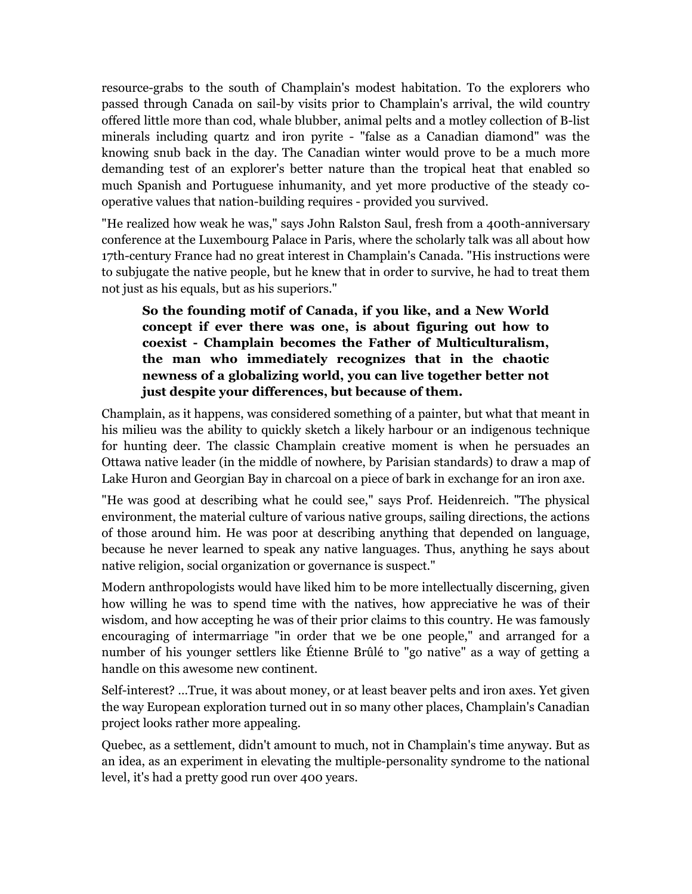resource-grabs to the south of Champlain's modest habitation. To the explorers who passed through Canada on sail-by visits prior to Champlain's arrival, the wild country offered little more than cod, whale blubber, animal pelts and a motley collection of B-list minerals including quartz and iron pyrite - "false as a Canadian diamond" was the knowing snub back in the day. The Canadian winter would prove to be a much more demanding test of an explorer's better nature than the tropical heat that enabled so much Spanish and Portuguese inhumanity, and yet more productive of the steady co-operative values that nation-building requires - provided you survived.

"He realized how weak he was," says John Ralston Saul, fresh from a 400th-anniversary conference at the Luxembourg Palace in Paris, where the scholarly talk was all about how 17th-century France had no great interest in Champlain's Canada. "His instructions were to subjugate the native people, but he knew that in order to survive, he had to treat them not just as his equals, but as his superiors."

> **So the founding motif of Canada, if you like, and a New World concept if ever there was one, is about figuring out how to coexist - Champlain becomes the Father of Multiculturalism, the man who immediately recognizes that in the chaotic newness of a globalizing world, you can live together better not just despite your differences, but because of them.**

Champlain, as it happens, was considered something of a painter, but what that meant in his milieu was the ability to quickly sketch a likely harbour or an indigenous technique for hunting deer. The classic Champlain creative moment is when he persuades an Ottawa native leader (in the middle of nowhere, by Parisian standards) to draw a map of Lake Huron and Georgian Bay in charcoal on a piece of bark in exchange for an iron axe.

"He was good at describing what he could see," says Prof. Heidenreich. "The physical environment, the material culture of various native groups, sailing directions, the actions of those around him. He was poor at describing anything that depended on language, because he never learned to speak any native languages. Thus, anything he says about native religion, social organization or governance is suspect."

Modern anthropologists would have liked him to be more intellectually discerning, given how willing he was to spend time with the natives, how appreciative he was of their wisdom, and how accepting he was of their prior claims to this country. He was famously encouraging of intermarriage "in order that we be one people," and arranged for a number of his younger settlers like Étienne Brûlé to "go native" as a way of getting a handle on this awesome new continent.

Self-interest? ...True, it was about money, or at least beaver pelts and iron axes. Yet given the way European exploration turned out in so many other places, Champlain's Canadian project looks rather more appealing.

Quebec, as a settlement, didn't amount to much, not in Champlain's time anyway. But as an idea, as an experiment in elevating the multiple-personality syndrome to the national level, it's had a pretty good run over 400 years.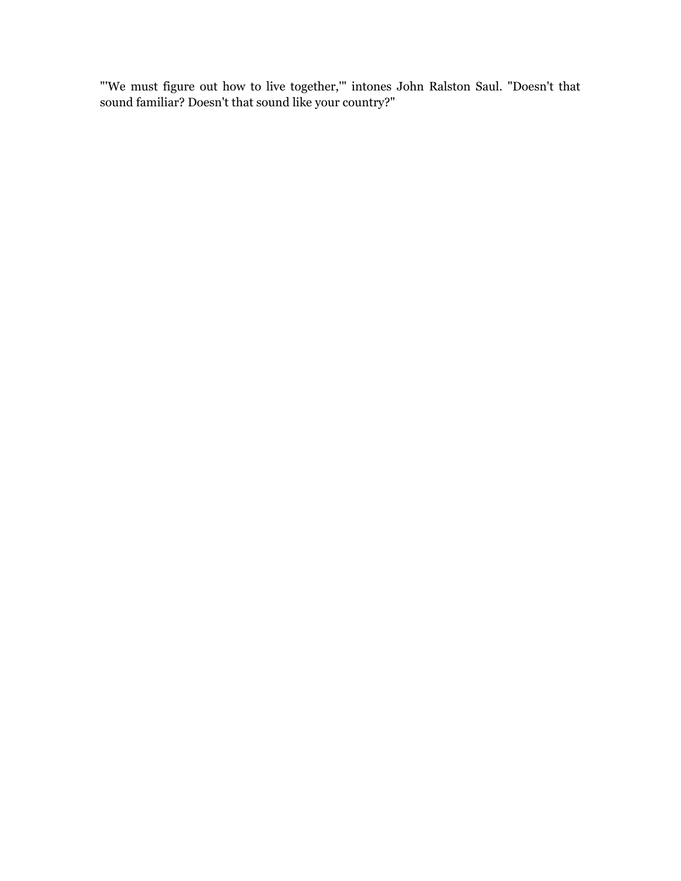"'We must figure out how to live together,'" intones John Ralston Saul. "Doesn't that sound familiar? Doesn't that sound like your country?"